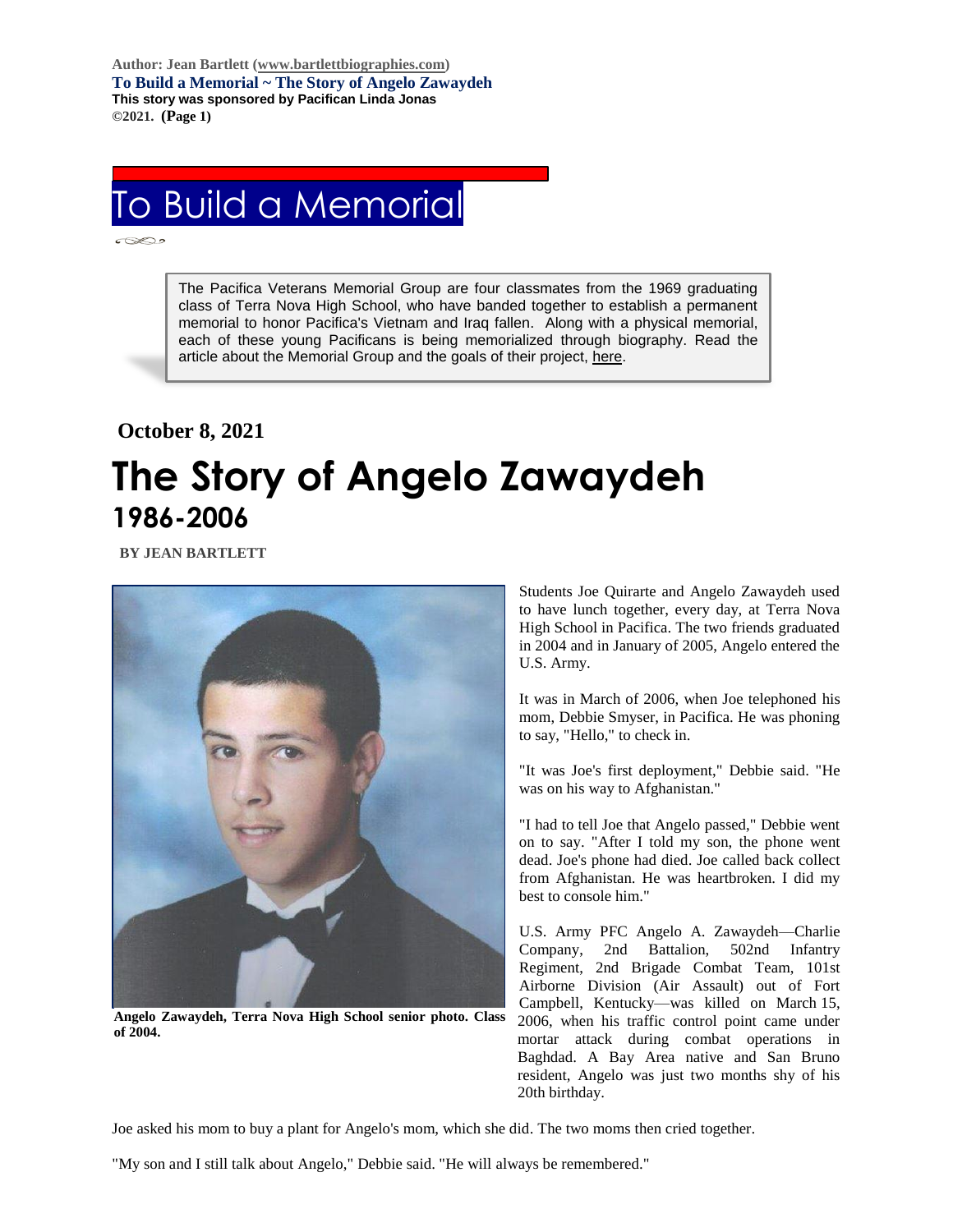Author: Jean Bartlett (www.bartlettbiographies.com)
**To Build a Memorial ~ The Story of Angelo Zawaydeh**
**This story was sponsored by Pacifican Linda Jonas**
©2021. (Page 1)

# To Build a Memorial

> The Pacifica Veterans Memorial Group are four classmates from the 1969 graduating class of Terra Nova High School, who have banded together to establish a permanent memorial to honor Pacifica's Vietnam and Iraq fallen. Along with a physical memorial, each of these young Pacificans is being memorialized through biography. Read the article about the Memorial Group and the goals of their project, here.

**October 8, 2021**

# The Story of Angelo Zawaydeh

## 1986-2006

**BY JEAN BARTLETT**

**Angelo Zawaydeh, Terra Nova High School senior photo. Class of 2004.**

Students Joe Quirarte and Angelo Zawaydeh used to have lunch together, every day, at Terra Nova High School in Pacifica. The two friends graduated in 2004 and in January of 2005, Angelo entered the U.S. Army.

It was in March of 2006, when Joe telephoned his mom, Debbie Smyser, in Pacifica. He was phoning to say, "Hello," to check in.

"It was Joe's first deployment," Debbie said. "He was on his way to Afghanistan."

"I had to tell Joe that Angelo passed," Debbie went on to say. "After I told my son, the phone went dead. Joe's phone had died. Joe called back collect from Afghanistan. He was heartbroken. I did my best to console him."

U.S. Army PFC Angelo A. Zawaydeh—Charlie Company, 2nd Battalion, 502nd Infantry Regiment, 2nd Brigade Combat Team, 101st Airborne Division (Air Assault) out of Fort Campbell, Kentucky—was killed on March 15, 2006, when his traffic control point came under mortar attack during combat operations in Baghdad. A Bay Area native and San Bruno resident, Angelo was just two months shy of his 20th birthday.

Joe asked his mom to buy a plant for Angelo's mom, which she did. The two moms then cried together.

"My son and I still talk about Angelo," Debbie said. "He will always be remembered."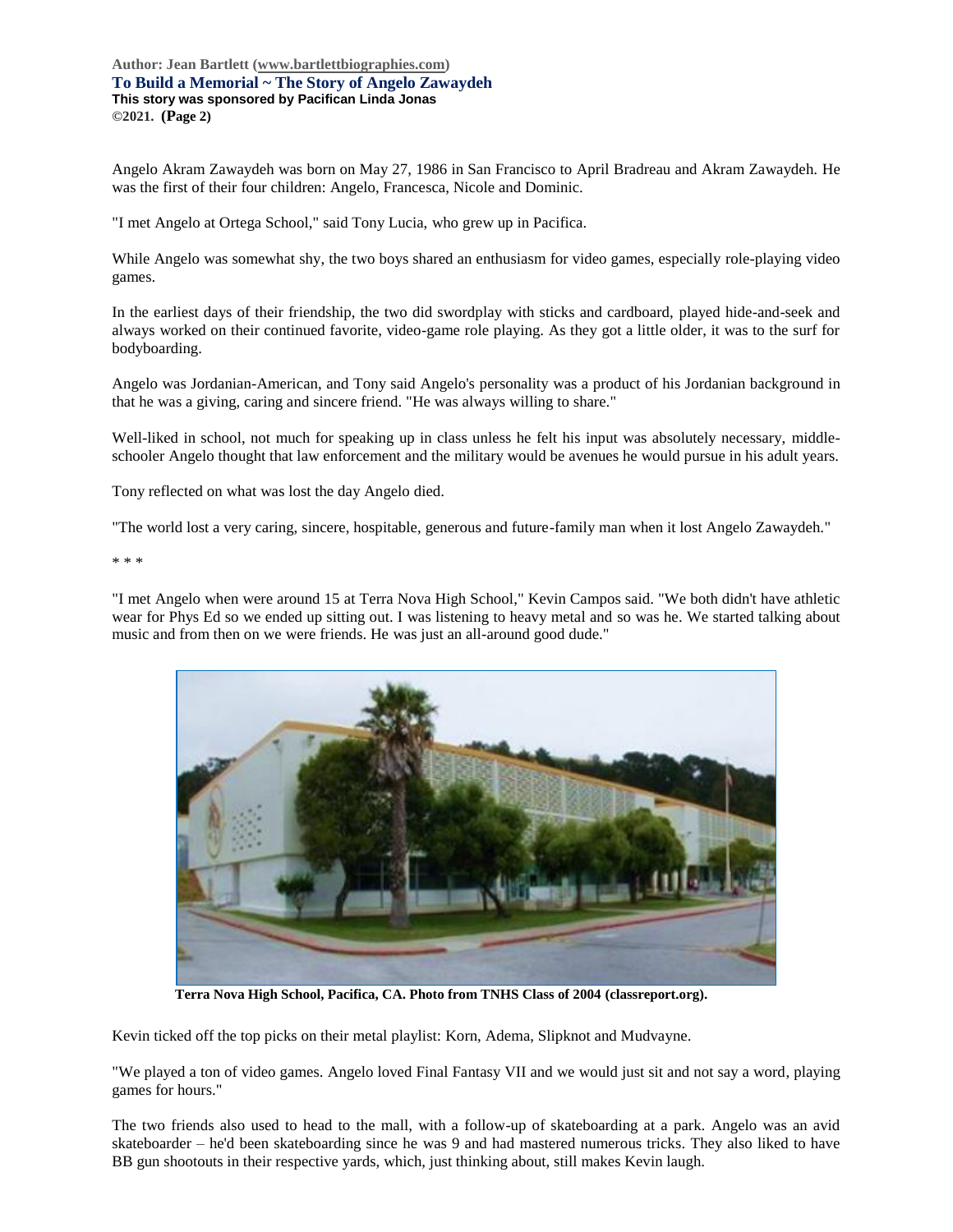Angelo Akram Zawaydeh was born on May 27, 1986 in San Francisco to April Bradreau and Akram Zawaydeh. He was the first of their four children: Angelo, Francesca, Nicole and Dominic.

"I met Angelo at Ortega School," said Tony Lucia, who grew up in Pacifica.

While Angelo was somewhat shy, the two boys shared an enthusiasm for video games, especially role-playing video games.

In the earliest days of their friendship, the two did swordplay with sticks and cardboard, played hide-and-seek and always worked on their continued favorite, video-game role playing. As they got a little older, it was to the surf for bodyboarding.

Angelo was Jordanian-American, and Tony said Angelo's personality was a product of his Jordanian background in that he was a giving, caring and sincere friend. "He was always willing to share."

Well-liked in school, not much for speaking up in class unless he felt his input was absolutely necessary, middle-schooler Angelo thought that law enforcement and the military would be avenues he would pursue in his adult years.

Tony reflected on what was lost the day Angelo died.

"The world lost a very caring, sincere, hospitable, generous and future-family man when it lost Angelo Zawaydeh."

\* \* \*

"I met Angelo when were around 15 at Terra Nova High School," Kevin Campos said. "We both didn't have athletic wear for Phys Ed so we ended up sitting out. I was listening to heavy metal and so was he. We started talking about music and from then on we were friends. He was just an all-around good dude."

**Terra Nova High School, Pacifica, CA. Photo from TNHS Class of 2004 (classreport.org).**

Kevin ticked off the top picks on their metal playlist: Korn, Adema, Slipknot and Mudvayne.

"We played a ton of video games. Angelo loved Final Fantasy VII and we would just sit and not say a word, playing games for hours."

The two friends also used to head to the mall, with a follow-up of skateboarding at a park. Angelo was an avid skateboarder – he'd been skateboarding since he was 9 and had mastered numerous tricks. They also liked to have BB gun shootouts in their respective yards, which, just thinking about, still makes Kevin laugh.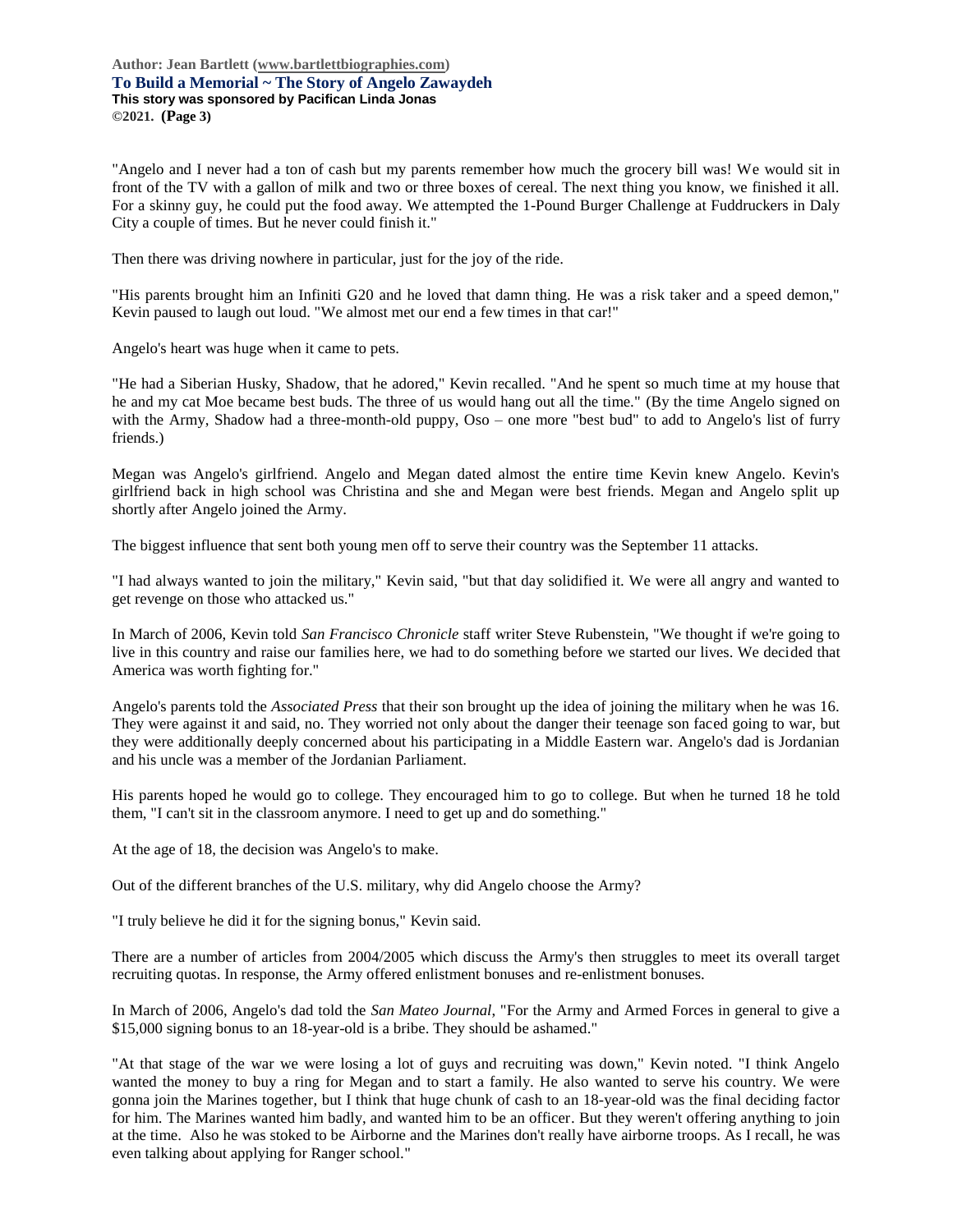"Angelo and I never had a ton of cash but my parents remember how much the grocery bill was! We would sit in front of the TV with a gallon of milk and two or three boxes of cereal. The next thing you know, we finished it all. For a skinny guy, he could put the food away. We attempted the 1-Pound Burger Challenge at Fuddruckers in Daly City a couple of times. But he never could finish it."

Then there was driving nowhere in particular, just for the joy of the ride.

"His parents brought him an Infiniti G20 and he loved that damn thing. He was a risk taker and a speed demon," Kevin paused to laugh out loud. "We almost met our end a few times in that car!"

Angelo's heart was huge when it came to pets.

"He had a Siberian Husky, Shadow, that he adored," Kevin recalled. "And he spent so much time at my house that he and my cat Moe became best buds. The three of us would hang out all the time." (By the time Angelo signed on with the Army, Shadow had a three-month-old puppy, Oso – one more "best bud" to add to Angelo's list of furry friends.)

Megan was Angelo's girlfriend. Angelo and Megan dated almost the entire time Kevin knew Angelo. Kevin's girlfriend back in high school was Christina and she and Megan were best friends. Megan and Angelo split up shortly after Angelo joined the Army.

The biggest influence that sent both young men off to serve their country was the September 11 attacks.

"I had always wanted to join the military," Kevin said, "but that day solidified it. We were all angry and wanted to get revenge on those who attacked us."

In March of 2006, Kevin told *San Francisco Chronicle* staff writer Steve Rubenstein, "We thought if we're going to live in this country and raise our families here, we had to do something before we started our lives. We decided that America was worth fighting for."

Angelo's parents told the *Associated Press* that their son brought up the idea of joining the military when he was 16. They were against it and said, no. They worried not only about the danger their teenage son faced going to war, but they were additionally deeply concerned about his participating in a Middle Eastern war. Angelo's dad is Jordanian and his uncle was a member of the Jordanian Parliament.

His parents hoped he would go to college. They encouraged him to go to college. But when he turned 18 he told them, "I can't sit in the classroom anymore. I need to get up and do something."

At the age of 18, the decision was Angelo's to make.

Out of the different branches of the U.S. military, why did Angelo choose the Army?

"I truly believe he did it for the signing bonus," Kevin said.

There are a number of articles from 2004/2005 which discuss the Army's then struggles to meet its overall target recruiting quotas. In response, the Army offered enlistment bonuses and re-enlistment bonuses.

In March of 2006, Angelo's dad told the *San Mateo Journal*, "For the Army and Armed Forces in general to give a $15,000 signing bonus to an 18-year-old is a bribe. They should be ashamed."

"At that stage of the war we were losing a lot of guys and recruiting was down," Kevin noted. "I think Angelo wanted the money to buy a ring for Megan and to start a family. He also wanted to serve his country. We were gonna join the Marines together, but I think that huge chunk of cash to an 18-year-old was the final deciding factor for him. The Marines wanted him badly, and wanted him to be an officer. But they weren't offering anything to join at the time. Also he was stoked to be Airborne and the Marines don't really have airborne troops. As I recall, he was even talking about applying for Ranger school."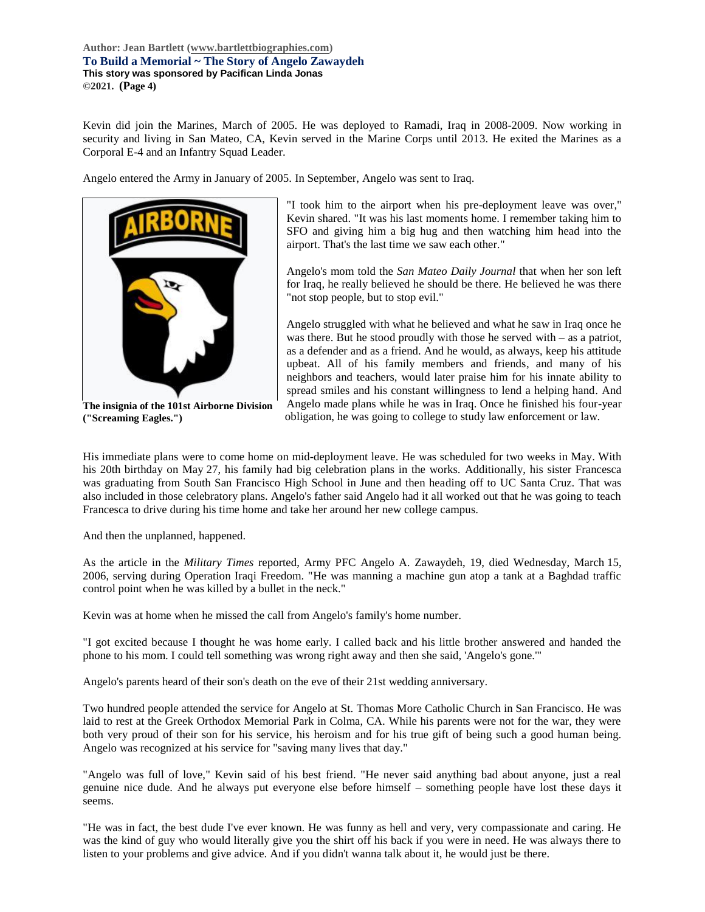Kevin did join the Marines, March of 2005. He was deployed to Ramadi, Iraq in 2008-2009. Now working in security and living in San Mateo, CA, Kevin served in the Marine Corps until 2013. He exited the Marines as a Corporal E-4 and an Infantry Squad Leader.

Angelo entered the Army in January of 2005. In September, Angelo was sent to Iraq.

**The insignia of the 101st Airborne Division ("Screaming Eagles.")**

"I took him to the airport when his pre-deployment leave was over," Kevin shared. "It was his last moments home. I remember taking him to SFO and giving him a big hug and then watching him head into the airport. That's the last time we saw each other."

Angelo's mom told the *San Mateo Daily Journal* that when her son left for Iraq, he really believed he should be there. He believed he was there "not stop people, but to stop evil."

Angelo struggled with what he believed and what he saw in Iraq once he was there. But he stood proudly with those he served with – as a patriot, as a defender and as a friend. And he would, as always, keep his attitude upbeat. All of his family members and friends, and many of his neighbors and teachers, would later praise him for his innate ability to spread smiles and his constant willingness to lend a helping hand. And Angelo made plans while he was in Iraq. Once he finished his four-year obligation, he was going to college to study law enforcement or law.

His immediate plans were to come home on mid-deployment leave. He was scheduled for two weeks in May. With his 20th birthday on May 27, his family had big celebration plans in the works. Additionally, his sister Francesca was graduating from South San Francisco High School in June and then heading off to UC Santa Cruz. That was also included in those celebratory plans. Angelo's father said Angelo had it all worked out that he was going to teach Francesca to drive during his time home and take her around her new college campus.

And then the unplanned, happened.

As the article in the *Military Times* reported, Army PFC Angelo A. Zawaydeh, 19, died Wednesday, March 15, 2006, serving during Operation Iraqi Freedom. "He was manning a machine gun atop a tank at a Baghdad traffic control point when he was killed by a bullet in the neck."

Kevin was at home when he missed the call from Angelo's family's home number.

"I got excited because I thought he was home early. I called back and his little brother answered and handed the phone to his mom. I could tell something was wrong right away and then she said, 'Angelo's gone.'"

Angelo's parents heard of their son's death on the eve of their 21st wedding anniversary.

Two hundred people attended the service for Angelo at St. Thomas More Catholic Church in San Francisco. He was laid to rest at the Greek Orthodox Memorial Park in Colma, CA. While his parents were not for the war, they were both very proud of their son for his service, his heroism and for his true gift of being such a good human being. Angelo was recognized at his service for "saving many lives that day."

"Angelo was full of love," Kevin said of his best friend. "He never said anything bad about anyone, just a real genuine nice dude. And he always put everyone else before himself – something people have lost these days it seems.

"He was in fact, the best dude I've ever known. He was funny as hell and very, very compassionate and caring. He was the kind of guy who would literally give you the shirt off his back if you were in need. He was always there to listen to your problems and give advice. And if you didn't wanna talk about it, he would just be there.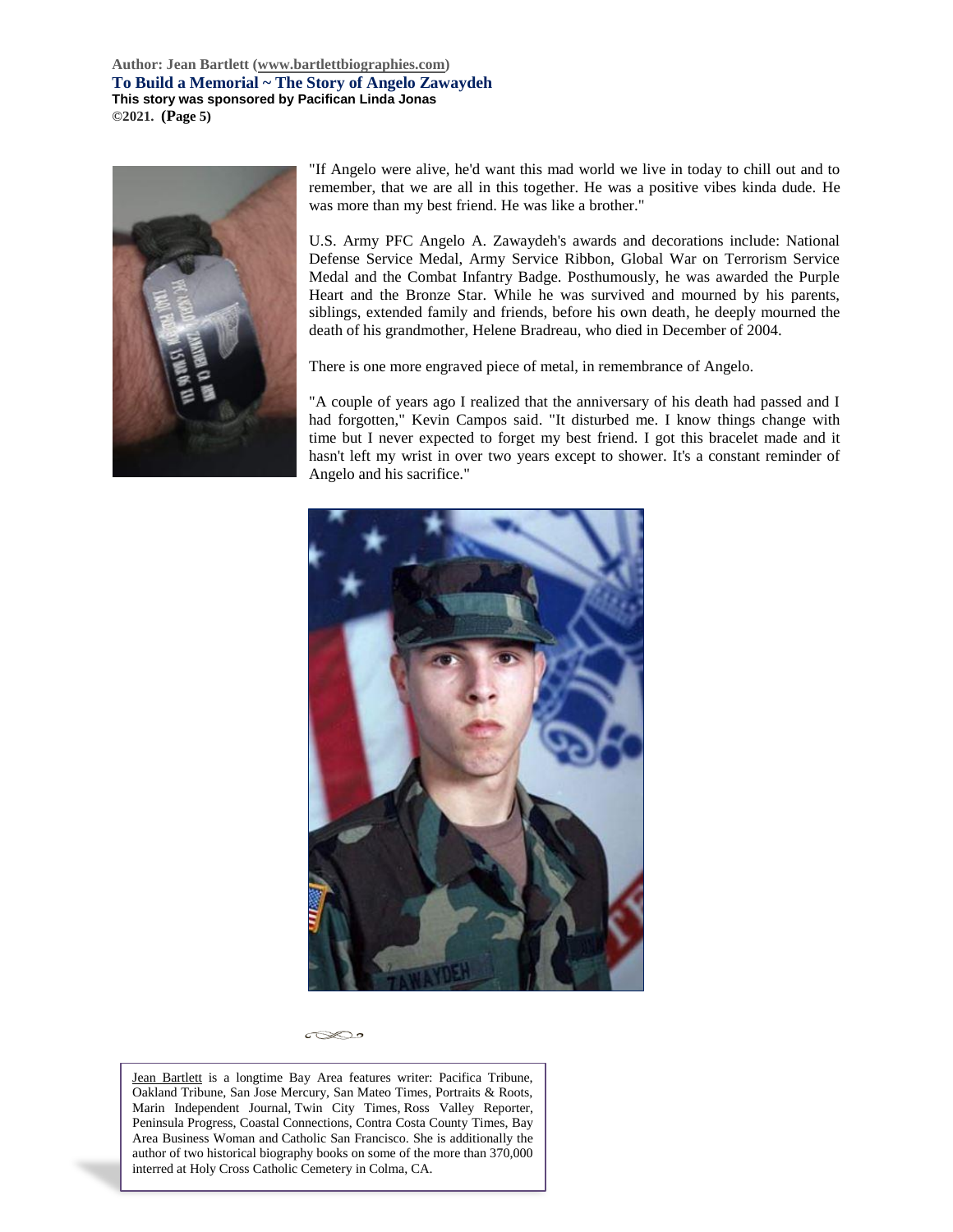"If Angelo were alive, he'd want this mad world we live in today to chill out and to remember, that we are all in this together. He was a positive vibes kinda dude. He was more than my best friend. He was like a brother."

U.S. Army PFC Angelo A. Zawaydeh's awards and decorations include: National Defense Service Medal, Army Service Ribbon, Global War on Terrorism Service Medal and the Combat Infantry Badge. Posthumously, he was awarded the Purple Heart and the Bronze Star. While he was survived and mourned by his parents, siblings, extended family and friends, before his own death, he deeply mourned the death of his grandmother, Helene Bradreau, who died in December of 2004.

There is one more engraved piece of metal, in remembrance of Angelo.

"A couple of years ago I realized that the anniversary of his death had passed and I had forgotten," Kevin Campos said. "It disturbed me. I know things change with time but I never expected to forget my best friend. I got this bracelet made and it hasn't left my wrist in over two years except to shower. It's a constant reminder of Angelo and his sacrifice."

Jean Bartlett is a longtime Bay Area features writer: Pacifica Tribune, Oakland Tribune, San Jose Mercury, San Mateo Times, Portraits & Roots, Marin Independent Journal, Twin City Times, Ross Valley Reporter, Peninsula Progress, Coastal Connections, Contra Costa County Times, Bay Area Business Woman and Catholic San Francisco. She is additionally the author of two historical biography books on some of the more than 370,000 interred at Holy Cross Catholic Cemetery in Colma, CA.